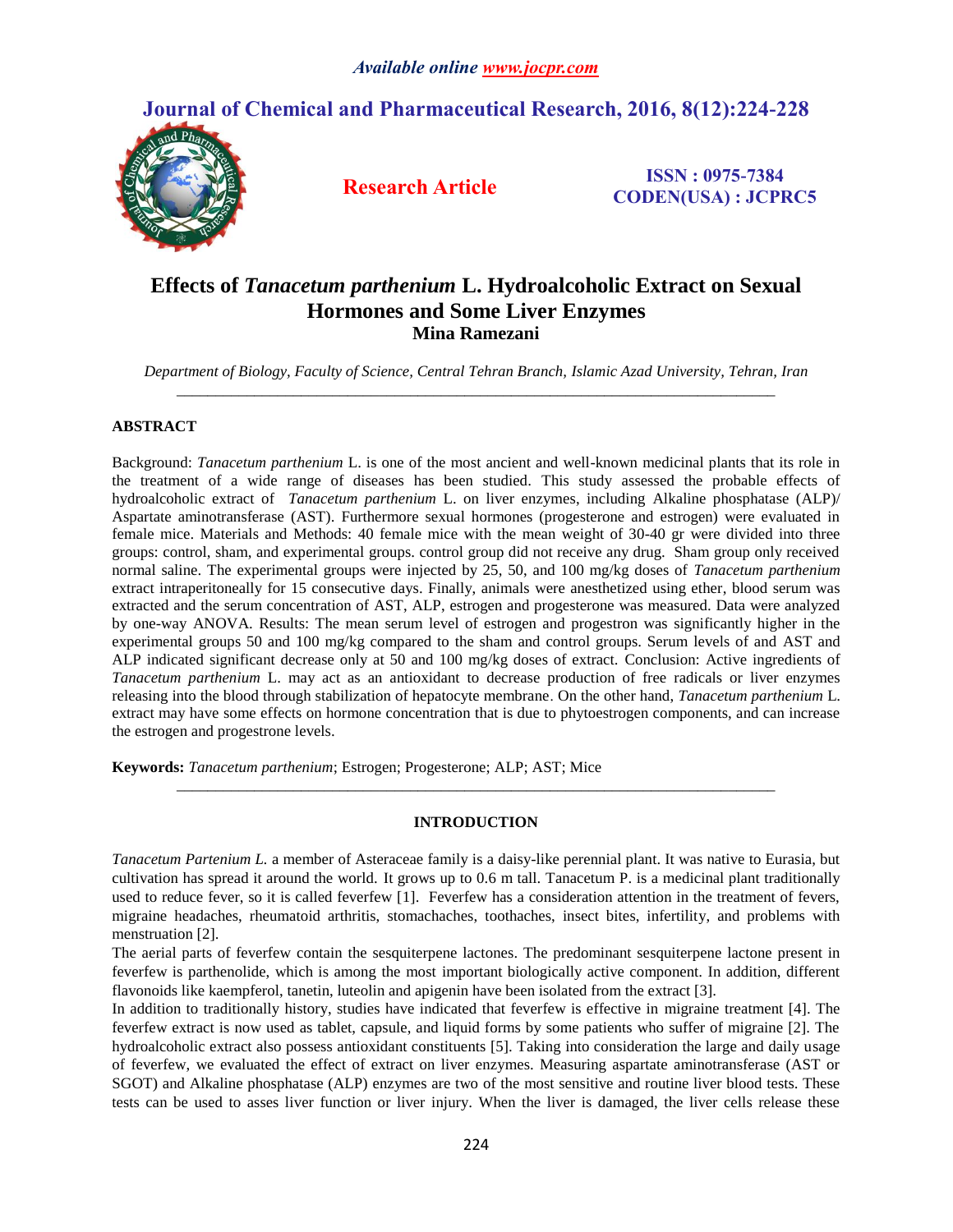# Effects of *Tanacetum parthenium* L. Hydroalcoholic Extract on Sexual Hormones and Some Liver Enzymes

**Mina Ramezani**

*Department of Biology, Faculty of Science, Central Tehran Branch, Islamic Azad University, Tehran, Iran*

## ABSTRACT

Background: *Tanacetum parthenium* L. is one of the most ancient and well-known medicinal plants that its role in the treatment of a wide range of diseases has been studied. This study assessed the probable effects of hydroalcoholic extract of *Tanacetum parthenium* L. on liver enzymes, including Alkaline phosphatase (ALP)/ Aspartate aminotransferase (AST). Furthermore sexual hormones (progesterone and estrogen) were evaluated in female mice. Materials and Methods: 40 female mice with the mean weight of 30-40 gr were divided into three groups: control, sham, and experimental groups. control group did not receive any drug. Sham group only received normal saline. The experimental groups were injected by 25, 50, and 100 mg/kg doses of *Tanacetum parthenium* extract intraperitoneally for 15 consecutive days. Finally, animals were anesthetized using ether, blood serum was extracted and the serum concentration of AST, ALP, estrogen and progesterone was measured. Data were analyzed by one-way ANOVA. Results: The mean serum level of estrogen and progestron was significantly higher in the experimental groups 50 and 100 mg/kg compared to the sham and control groups. Serum levels of and AST and ALP indicated significant decrease only at 50 and 100 mg/kg doses of extract. Conclusion: Active ingredients of *Tanacetum parthenium* L. may act as an antioxidant to decrease production of free radicals or liver enzymes releasing into the blood through stabilization of hepatocyte membrane. On the other hand, *Tanacetum parthenium* L. extract may have some effects on hormone concentration that is due to phytoestrogen components, and can increase the estrogen and progestrone levels.

**Keywords:** *Tanacetum parthenium*; Estrogen; Progesterone; ALP; AST; Mice

## INTRODUCTION

*Tanacetum Partenium L.* a member of Asteraceae family is a daisy-like perennial plant. It was native to Eurasia, but cultivation has spread it around the world. It grows up to 0.6 m tall. Tanacetum P. is a medicinal plant traditionally used to reduce fever, so it is called feverfew [1]. Feverfew has a consideration attention in the treatment of fevers, migraine headaches, rheumatoid arthritis, stomachaches, toothaches, insect bites, infertility, and problems with menstruation [2].

The aerial parts of feverfew contain the sesquiterpene lactones. The predominant sesquiterpene lactone present in feverfew is parthenolide, which is among the most important biologically active component. In addition, different flavonoids like kaempferol, tanetin, luteolin and apigenin have been isolated from the extract [3].

In addition to traditionally history, studies have indicated that feverfew is effective in migraine treatment [4]. The feverfew extract is now used as tablet, capsule, and liquid forms by some patients who suffer of migraine [2]. The hydroalcoholic extract also possess antioxidant constituents [5]. Taking into consideration the large and daily usage of feverfew, we evaluated the effect of extract on liver enzymes. Measuring aspartate aminotransferase (AST or SGOT) and Alkaline phosphatase (ALP) enzymes are two of the most sensitive and routine liver blood tests. These tests can be used to asses liver function or liver injury. When the liver is damaged, the liver cells release these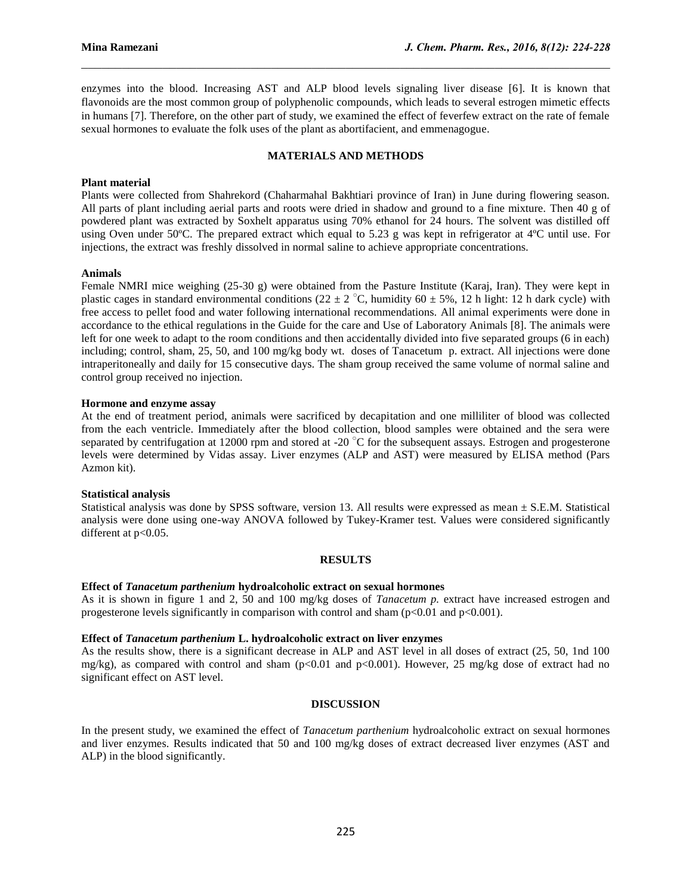enzymes into the blood. Increasing AST and ALP blood levels signaling liver disease [6]. It is known that flavonoids are the most common group of polyphenolic compounds, which leads to several estrogen mimetic effects in humans [7]. Therefore, on the other part of study, we examined the effect of feverfew extract on the rate of female sexual hormones to evaluate the folk uses of the plant as abortifacient, and emmenagogue.

## MATERIALS AND METHODS

### Plant material

Plants were collected from Shahrekord (Chaharmahal Bakhtiari province of Iran) in June during flowering season. All parts of plant including aerial parts and roots were dried in shadow and ground to a fine mixture. Then 40 g of powdered plant was extracted by Soxhelt apparatus using 70% ethanol for 24 hours. The solvent was distilled off using Oven under 50ºC. The prepared extract which equal to 5.23 g was kept in refrigerator at 4ºC until use. For injections, the extract was freshly dissolved in normal saline to achieve appropriate concentrations.

### Animals

Female NMRI mice weighing (25-30 g) were obtained from the Pasture Institute (Karaj, Iran). They were kept in plastic cages in standard environmental conditions (22 ± 2 °C, humidity 60 ± 5%, 12 h light: 12 h dark cycle) with free access to pellet food and water following international recommendations. All animal experiments were done in accordance to the ethical regulations in the Guide for the care and Use of Laboratory Animals [8]. The animals were left for one week to adapt to the room conditions and then accidentally divided into five separated groups (6 in each) including; control, sham, 25, 50, and 100 mg/kg body wt. doses of Tanacetum p. extract. All injections were done intraperitoneally and daily for 15 consecutive days. The sham group received the same volume of normal saline and control group received no injection.

### Hormone and enzyme assay

At the end of treatment period, animals were sacrificed by decapitation and one milliliter of blood was collected from the each ventricle. Immediately after the blood collection, blood samples were obtained and the sera were separated by centrifugation at 12000 rpm and stored at -20 °C for the subsequent assays. Estrogen and progesterone levels were determined by Vidas assay. Liver enzymes (ALP and AST) were measured by ELISA method (Pars Azmon kit).

### Statistical analysis

Statistical analysis was done by SPSS software, version 13. All results were expressed as mean ± S.E.M. Statistical analysis were done using one-way ANOVA followed by Tukey-Kramer test. Values were considered significantly different at $p<0.05$.

## RESULTS

### Effect of *Tanacetum parthenium* hydroalcoholic extract on sexual hormones

As it is shown in figure 1 and 2, 50 and 100 mg/kg doses of *Tanacetum p.* extract have increased estrogen and progesterone levels significantly in comparison with control and sham ($p<0.01$ and $p<0.001$).

### Effect of *Tanacetum parthenium* L. hydroalcoholic extract on liver enzymes

As the results show, there is a significant decrease in ALP and AST level in all doses of extract (25, 50, 1nd 100 mg/kg), as compared with control and sham ($p<0.01$ and $p<0.001$). However, 25 mg/kg dose of extract had no significant effect on AST level.

## DISCUSSION

In the present study, we examined the effect of *Tanacetum parthenium* hydroalcoholic extract on sexual hormones and liver enzymes. Results indicated that 50 and 100 mg/kg doses of extract decreased liver enzymes (AST and ALP) in the blood significantly.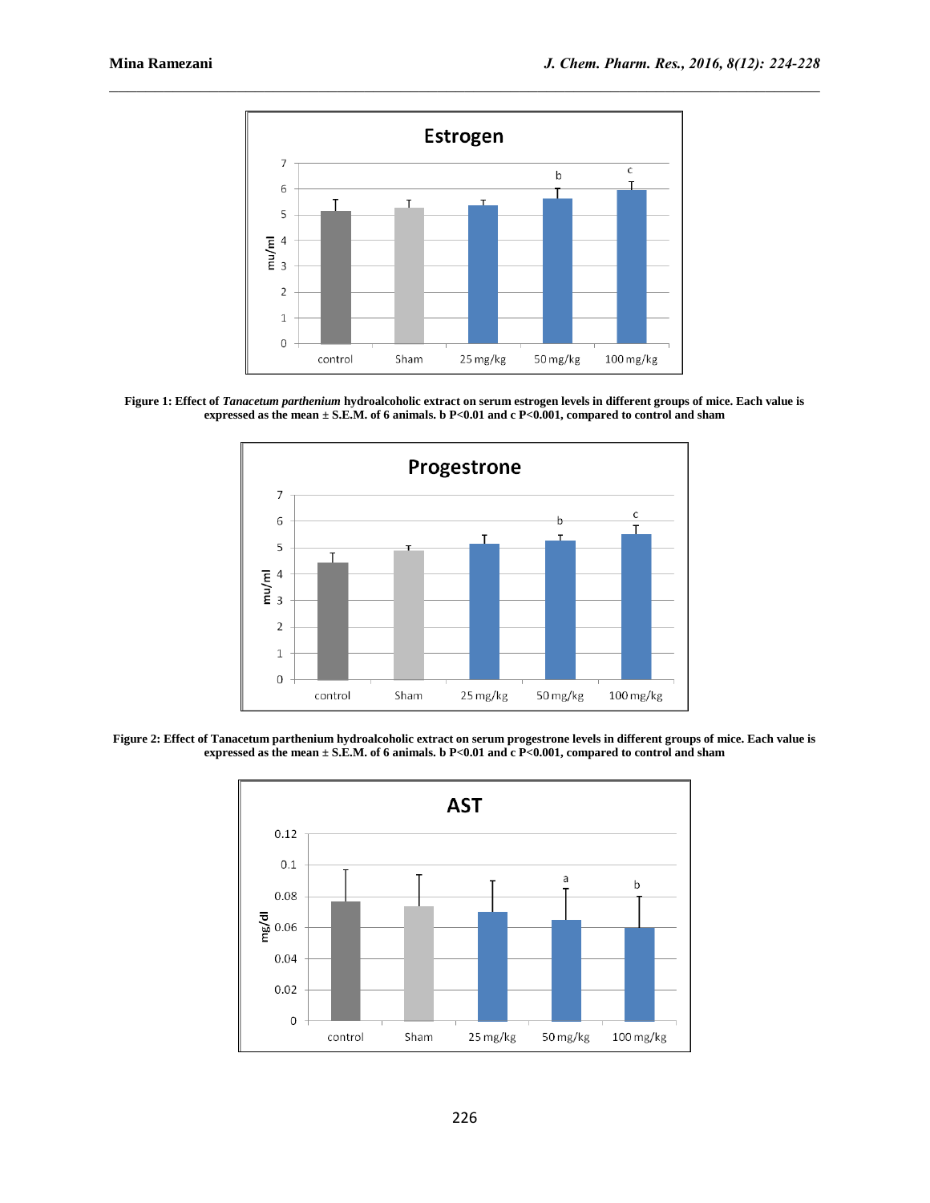**Figure 1: Effect of *Tanacetum parthenium* hydroalcoholic extract on serum estrogen levels in different groups of mice. Each value is expressed as the mean ± S.E.M. of 6 animals. b P<0.01 and c P<0.001, compared to control and sham**

**Figure 2: Effect of Tanacetum parthenium hydroalcoholic extract on serum progestrone levels in different groups of mice. Each value is expressed as the mean ± S.E.M. of 6 animals. b P<0.01 and c P<0.001, compared to control and sham**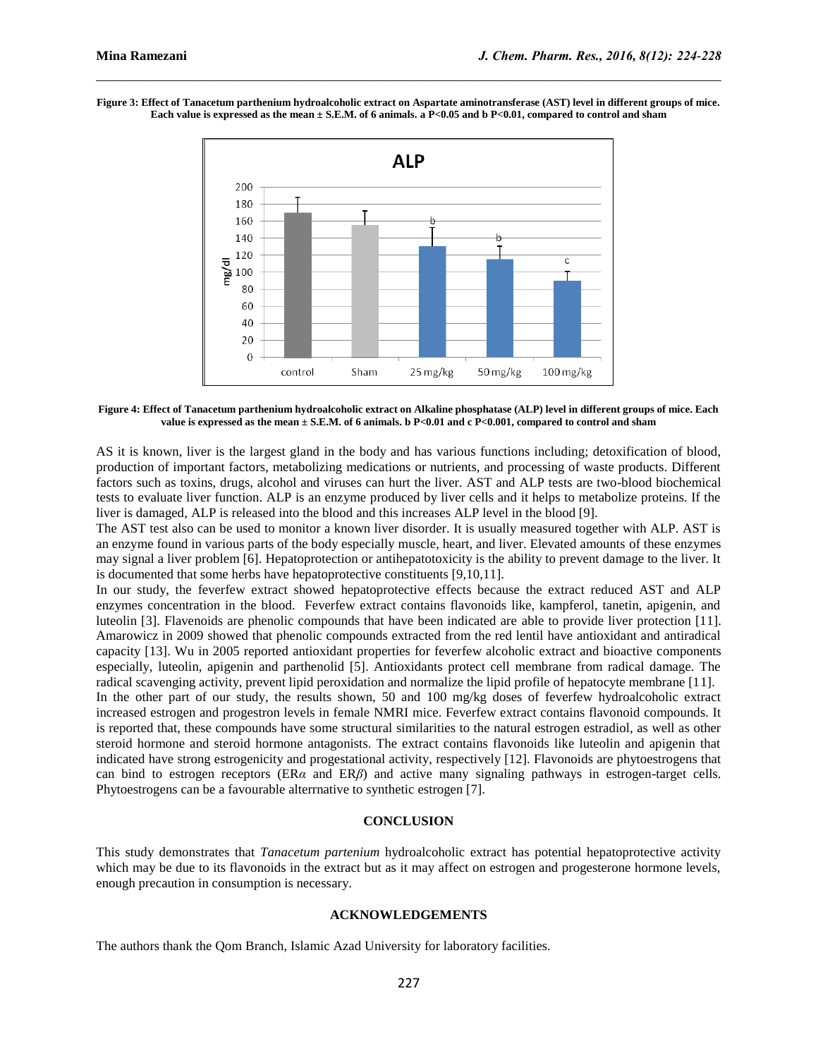**Figure 3: Effect of Tanacetum parthenium hydroalcoholic extract on Aspartate aminotransferase (AST) level in different groups of mice. Each value is expressed as the mean ± S.E.M. of 6 animals. a P<0.05 and b P<0.01, compared to control and sham**

**Figure 4: Effect of Tanacetum parthenium hydroalcoholic extract on Alkaline phosphatase (ALP) level in different groups of mice. Each value is expressed as the mean ± S.E.M. of 6 animals. b P<0.01 and c P<0.001, compared to control and sham**

AS it is known, liver is the largest gland in the body and has various functions including; detoxification of blood, production of important factors, metabolizing medications or nutrients, and processing of waste products. Different factors such as toxins, drugs, alcohol and viruses can hurt the liver. AST and ALP tests are two-blood biochemical tests to evaluate liver function. ALP is an enzyme produced by liver cells and it helps to metabolize proteins. If the liver is damaged, ALP is released into the blood and this increases ALP level in the blood [9].

The AST test also can be used to monitor a known liver disorder. It is usually measured together with ALP. AST is an enzyme found in various parts of the body especially muscle, heart, and liver. Elevated amounts of these enzymes may signal a liver problem [6]. Hepatoprotection or antihepatotoxicity is the ability to prevent damage to the liver. It is documented that some herbs have hepatoprotective constituents [9,10,11].

In our study, the feverfew extract showed hepatoprotective effects because the extract reduced AST and ALP enzymes concentration in the blood. Feverfew extract contains flavonoids like, kampferol, tanetin, apigenin, and luteolin [3]. Flavenoids are phenolic compounds that have been indicated are able to provide liver protection [11]. Amarowicz in 2009 showed that phenolic compounds extracted from the red lentil have antioxidant and antiradical capacity [13]. Wu in 2005 reported antioxidant properties for feverfew alcoholic extract and bioactive components especially, luteolin, apigenin and parthenolid [5]. Antioxidants protect cell membrane from radical damage. The radical scavenging activity, prevent lipid peroxidation and normalize the lipid profile of hepatocyte membrane [11].

In the other part of our study, the results shown, 50 and 100 mg/kg doses of feverfew hydroalcoholic extract increased estrogen and progestron levels in female NMRI mice. Feverfew extract contains flavonoid compounds. It is reported that, these compounds have some structural similarities to the natural estrogen estradiol, as well as other steroid hormone and steroid hormone antagonists. The extract contains flavonoids like luteolin and apigenin that indicated have strong estrogenicity and progestational activity, respectively [12]. Flavonoids are phytoestrogens that can bind to estrogen receptors (ER*α* and ER*β*) and active many signaling pathways in estrogen-target cells. Phytoestrogens can be a favourable alterrnative to synthetic estrogen [7].

## CONCLUSION

This study demonstrates that *Tanacetum partenium* hydroalcoholic extract has potential hepatoprotective activity which may be due to its flavonoids in the extract but as it may affect on estrogen and progesterone hormone levels, enough precaution in consumption is necessary.

## ACKNOWLEDGEMENTS

The authors thank the Qom Branch, Islamic Azad University for laboratory facilities.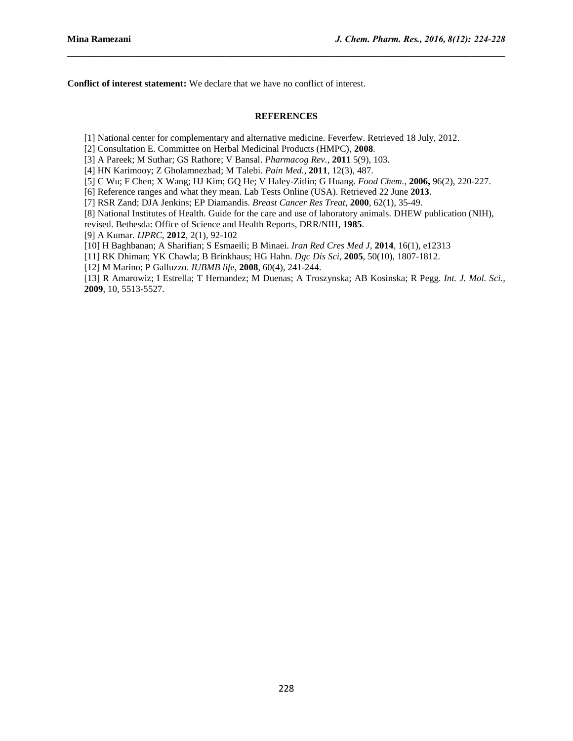**Conflict of interest statement:** We declare that we have no conflict of interest.

## REFERENCES

[1] National center for complementary and alternative medicine. Feverfew. Retrieved 18 July, 2012.

[2] Consultation E. Committee on Herbal Medicinal Products (HMPC), **2008**.

[3] A Pareek; M Suthar; GS Rathore; V Bansal. *Pharmacog Rev.,* **2011** 5(9), 103.

[4] HN Karimooy; Z Gholamnezhad; M Talebi. *Pain Med.*, **2011**, 12(3), 487.

[5] C Wu; F Chen; X Wang; HJ Kim; GQ He; V Haley-Zitlin; G Huang. *Food Chem.*, **2006,** 96(2), 220-227.

[6] Reference ranges and what they mean. Lab Tests Online (USA). Retrieved 22 June **2013**.

[7] RSR Zand; DJA Jenkins; EP Diamandis. *Breast Cancer Res Treat*, **2000**, 62(1), 35-49.

[8] National Institutes of Health. Guide for the care and use of laboratory animals. DHEW publication (NIH), revised. Bethesda: Office of Science and Health Reports, DRR/NIH, **1985**.

[9] A Kumar. *IJPRC*, **2012**, 2(1), 92-102

[10] H Baghbanan; A Sharifian; S Esmaeili; B Minaei. *Iran Red Cres Med J*, **2014**, 16(1), e12313

[11] RK Dhiman; YK Chawla; B Brinkhaus; HG Hahn. *Dgc Dis Sci*, **2005**, 50(10), 1807-1812.

[12] M Marino; P Galluzzo. *IUBMB life*, **2008**, 60(4), 241-244.

[13] R Amarowiz; I Estrella; T Hernandez; M Duenas; A Troszynska; AB Kosinska; R Pegg. *Int. J. Mol. Sci.*, **2009**, 10, 5513-5527.